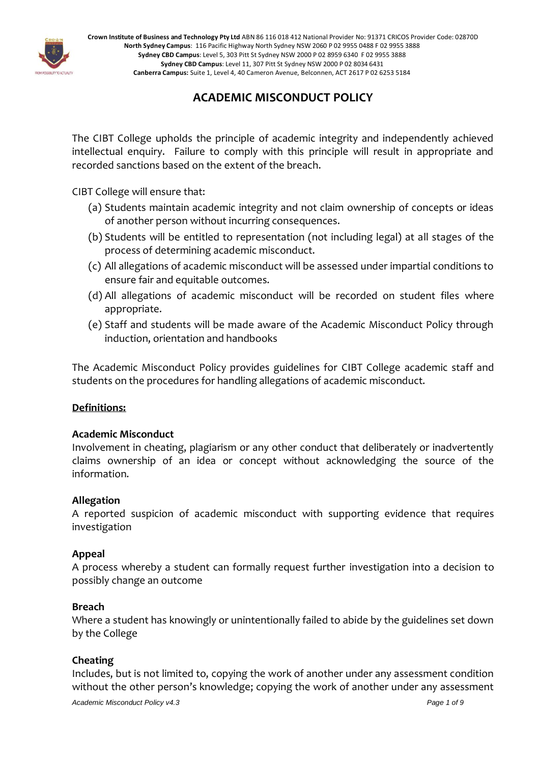**Crown Institute of Business and Technology Pty Ltd** ABN 86 116 018 412 National Provider No: 91371 CRICOS Provider Code: 02870D
**North Sydney Campus**: 116 Pacific Highway North Sydney NSW 2060 P 02 9955 0488 F 02 9955 3888
**Sydney CBD Campus**: Level 5, 303 Pitt St Sydney NSW 2000 P 02 8959 6340 F 02 9955 3888
**Sydney CBD Campus**: Level 11, 307 Pitt St Sydney NSW 2000 P 02 8034 6431
**Canberra Campus:** Suite 1, Level 4, 40 Cameron Avenue, Belconnen, ACT 2617 P 02 6253 5184

# ACADEMIC MISCONDUCT POLICY

The CIBT College upholds the principle of academic integrity and independently achieved intellectual enquiry. Failure to comply with this principle will result in appropriate and recorded sanctions based on the extent of the breach.

CIBT College will ensure that:

(a) Students maintain academic integrity and not claim ownership of concepts or ideas of another person without incurring consequences.
(b) Students will be entitled to representation (not including legal) at all stages of the process of determining academic misconduct.
(c) All allegations of academic misconduct will be assessed under impartial conditions to ensure fair and equitable outcomes.
(d) All allegations of academic misconduct will be recorded on student files where appropriate.
(e) Staff and students will be made aware of the Academic Misconduct Policy through induction, orientation and handbooks

The Academic Misconduct Policy provides guidelines for CIBT College academic staff and students on the procedures for handling allegations of academic misconduct.

**Definitions:**

**Academic Misconduct**
Involvement in cheating, plagiarism or any other conduct that deliberately or inadvertently claims ownership of an idea or concept without acknowledging the source of the information.

**Allegation**
A reported suspicion of academic misconduct with supporting evidence that requires investigation

**Appeal**
A process whereby a student can formally request further investigation into a decision to possibly change an outcome

**Breach**
Where a student has knowingly or unintentionally failed to abide by the guidelines set down by the College

**Cheating**
Includes, but is not limited to, copying the work of another under any assessment condition without the other person's knowledge; copying the work of another under any assessment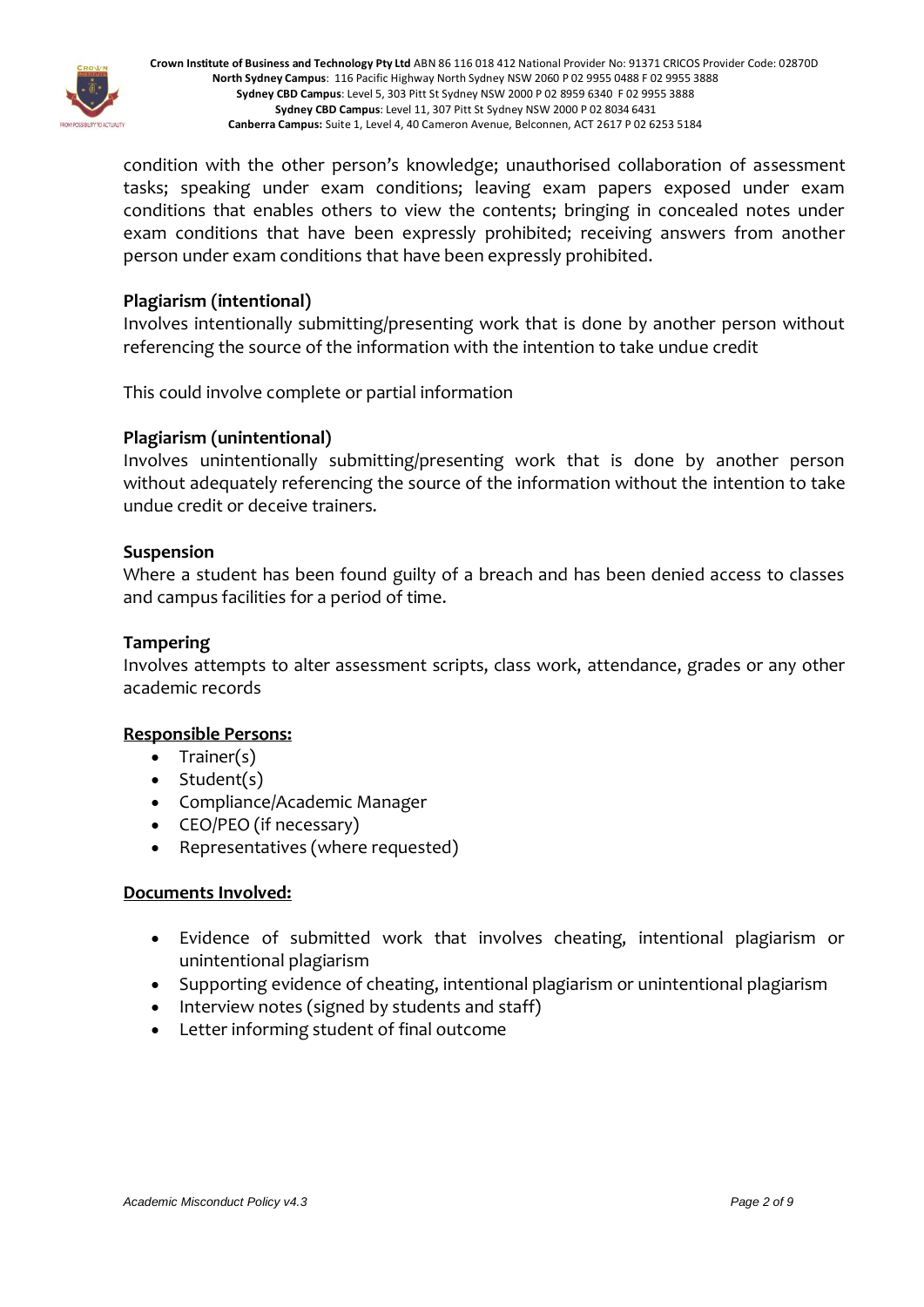condition with the other person's knowledge; unauthorised collaboration of assessment tasks; speaking under exam conditions; leaving exam papers exposed under exam conditions that enables others to view the contents; bringing in concealed notes under exam conditions that have been expressly prohibited; receiving answers from another person under exam conditions that have been expressly prohibited.

**Plagiarism (intentional)**
Involves intentionally submitting/presenting work that is done by another person without referencing the source of the information with the intention to take undue credit

This could involve complete or partial information

**Plagiarism (unintentional)**
Involves unintentionally submitting/presenting work that is done by another person without adequately referencing the source of the information without the intention to take undue credit or deceive trainers.

**Suspension**
Where a student has been found guilty of a breach and has been denied access to classes and campus facilities for a period of time.

**Tampering**
Involves attempts to alter assessment scripts, class work, attendance, grades or any other academic records

**Responsible Persons:**

- Trainer(s)
- Student(s)
- Compliance/Academic Manager
- CEO/PEO (if necessary)
- Representatives (where requested)

**Documents Involved:**

- Evidence of submitted work that involves cheating, intentional plagiarism or unintentional plagiarism
- Supporting evidence of cheating, intentional plagiarism or unintentional plagiarism
- Interview notes (signed by students and staff)
- Letter informing student of final outcome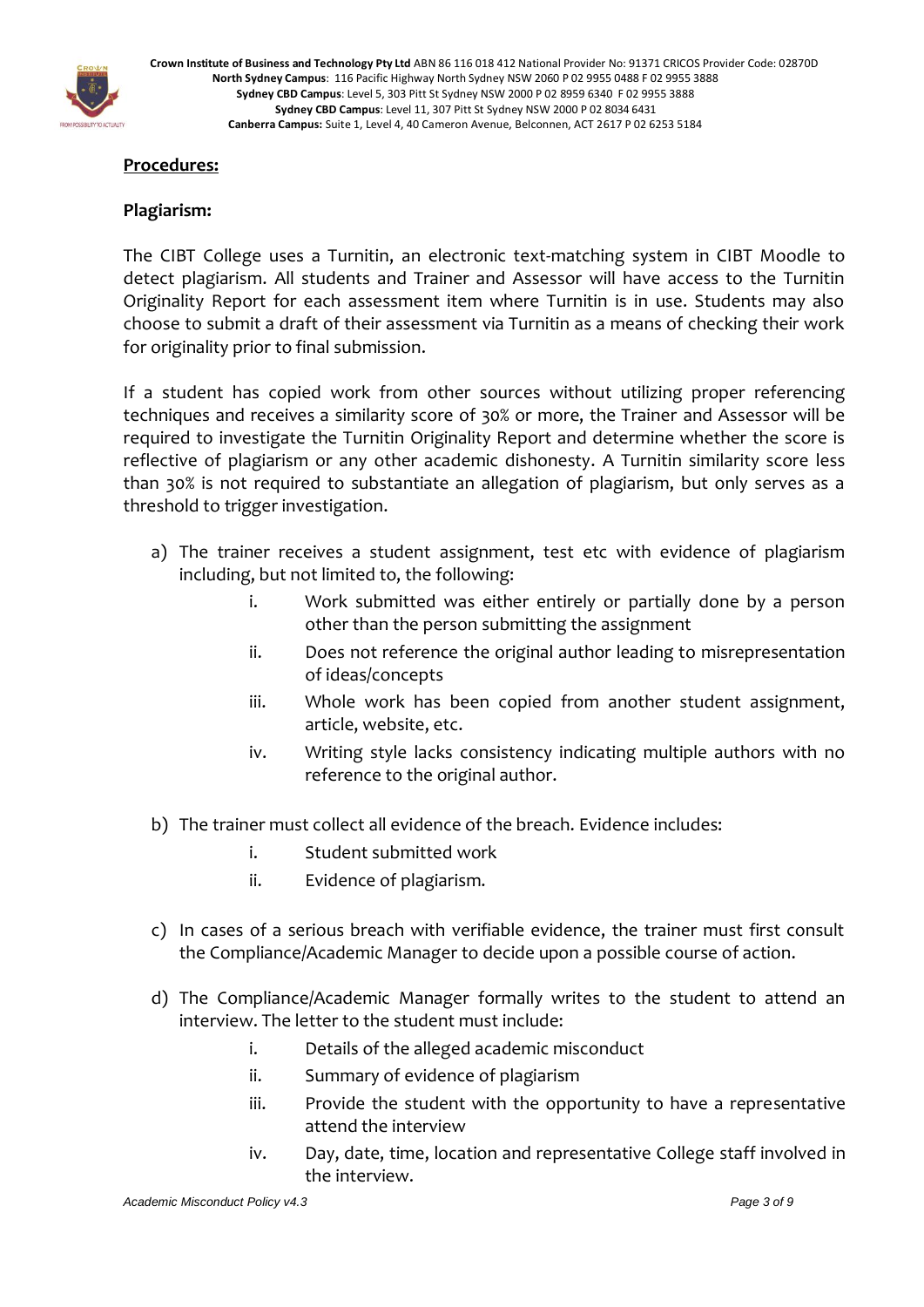## Procedures:

### Plagiarism:

The CIBT College uses a Turnitin, an electronic text-matching system in CIBT Moodle to detect plagiarism. All students and Trainer and Assessor will have access to the Turnitin Originality Report for each assessment item where Turnitin is in use. Students may also choose to submit a draft of their assessment via Turnitin as a means of checking their work for originality prior to final submission.

If a student has copied work from other sources without utilizing proper referencing techniques and receives a similarity score of 30% or more, the Trainer and Assessor will be required to investigate the Turnitin Originality Report and determine whether the score is reflective of plagiarism or any other academic dishonesty. A Turnitin similarity score less than 30% is not required to substantiate an allegation of plagiarism, but only serves as a threshold to trigger investigation.

a) The trainer receives a student assignment, test etc with evidence of plagiarism including, but not limited to, the following:
   - i. Work submitted was either entirely or partially done by a person other than the person submitting the assignment
   - ii. Does not reference the original author leading to misrepresentation of ideas/concepts
   - iii. Whole work has been copied from another student assignment, article, website, etc.
   - iv. Writing style lacks consistency indicating multiple authors with no reference to the original author.

b) The trainer must collect all evidence of the breach. Evidence includes:
   - i. Student submitted work
   - ii. Evidence of plagiarism.

c) In cases of a serious breach with verifiable evidence, the trainer must first consult the Compliance/Academic Manager to decide upon a possible course of action.

d) The Compliance/Academic Manager formally writes to the student to attend an interview. The letter to the student must include:
   - i. Details of the alleged academic misconduct
   - ii. Summary of evidence of plagiarism
   - iii. Provide the student with the opportunity to have a representative attend the interview
   - iv. Day, date, time, location and representative College staff involved in the interview.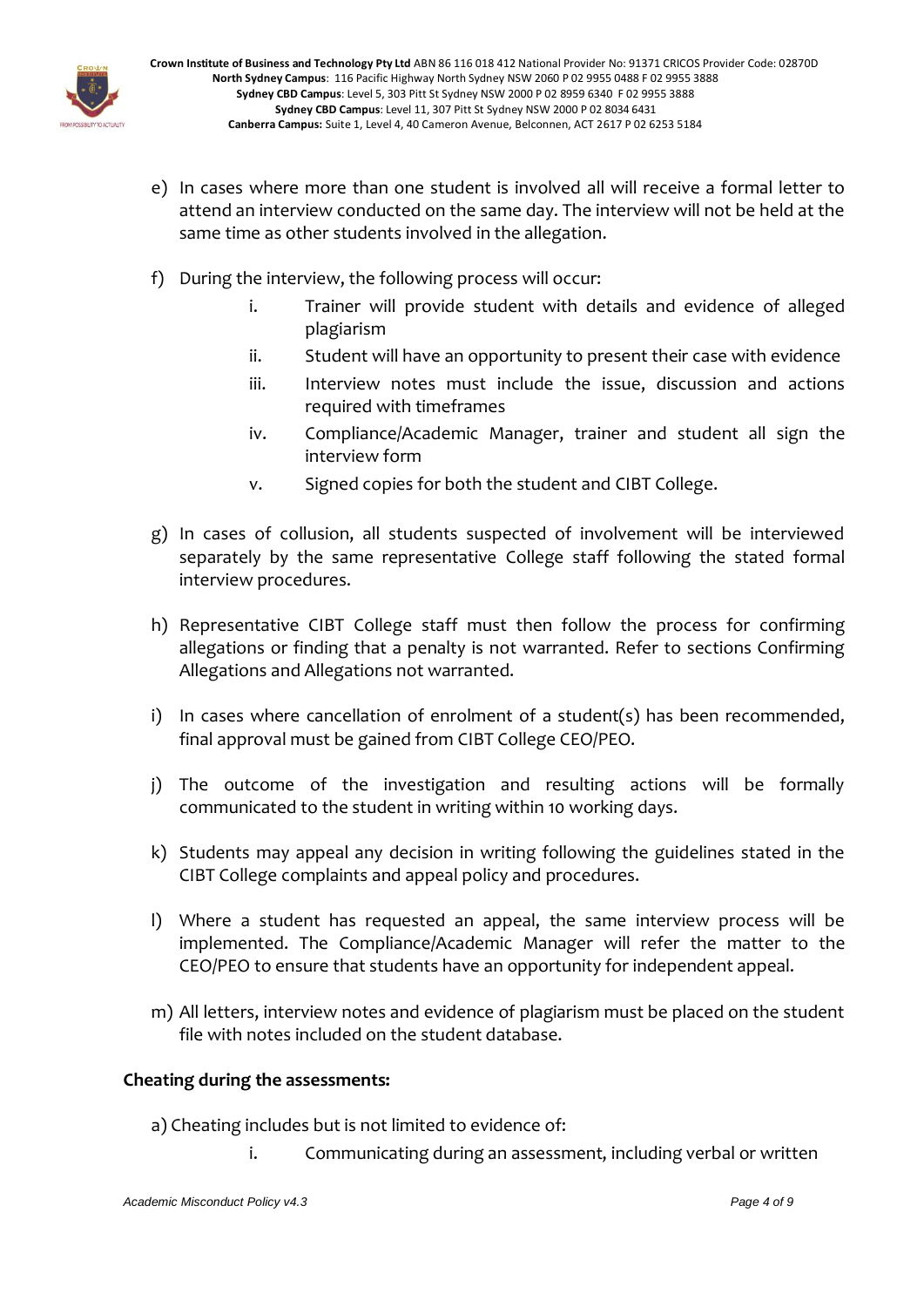e) In cases where more than one student is involved all will receive a formal letter to attend an interview conducted on the same day. The interview will not be held at the same time as other students involved in the allegation.

f) During the interview, the following process will occur:

   i. Trainer will provide student with details and evidence of alleged plagiarism
   ii. Student will have an opportunity to present their case with evidence
   iii. Interview notes must include the issue, discussion and actions required with timeframes
   iv. Compliance/Academic Manager, trainer and student all sign the interview form
   v. Signed copies for both the student and CIBT College.

g) In cases of collusion, all students suspected of involvement will be interviewed separately by the same representative College staff following the stated formal interview procedures.

h) Representative CIBT College staff must then follow the process for confirming allegations or finding that a penalty is not warranted. Refer to sections Confirming Allegations and Allegations not warranted.

i) In cases where cancellation of enrolment of a student(s) has been recommended, final approval must be gained from CIBT College CEO/PEO.

j) The outcome of the investigation and resulting actions will be formally communicated to the student in writing within 10 working days.

k) Students may appeal any decision in writing following the guidelines stated in the CIBT College complaints and appeal policy and procedures.

l) Where a student has requested an appeal, the same interview process will be implemented. The Compliance/Academic Manager will refer the matter to the CEO/PEO to ensure that students have an opportunity for independent appeal.

m) All letters, interview notes and evidence of plagiarism must be placed on the student file with notes included on the student database.

**Cheating during the assessments:**

a) Cheating includes but is not limited to evidence of:

   i. Communicating during an assessment, including verbal or written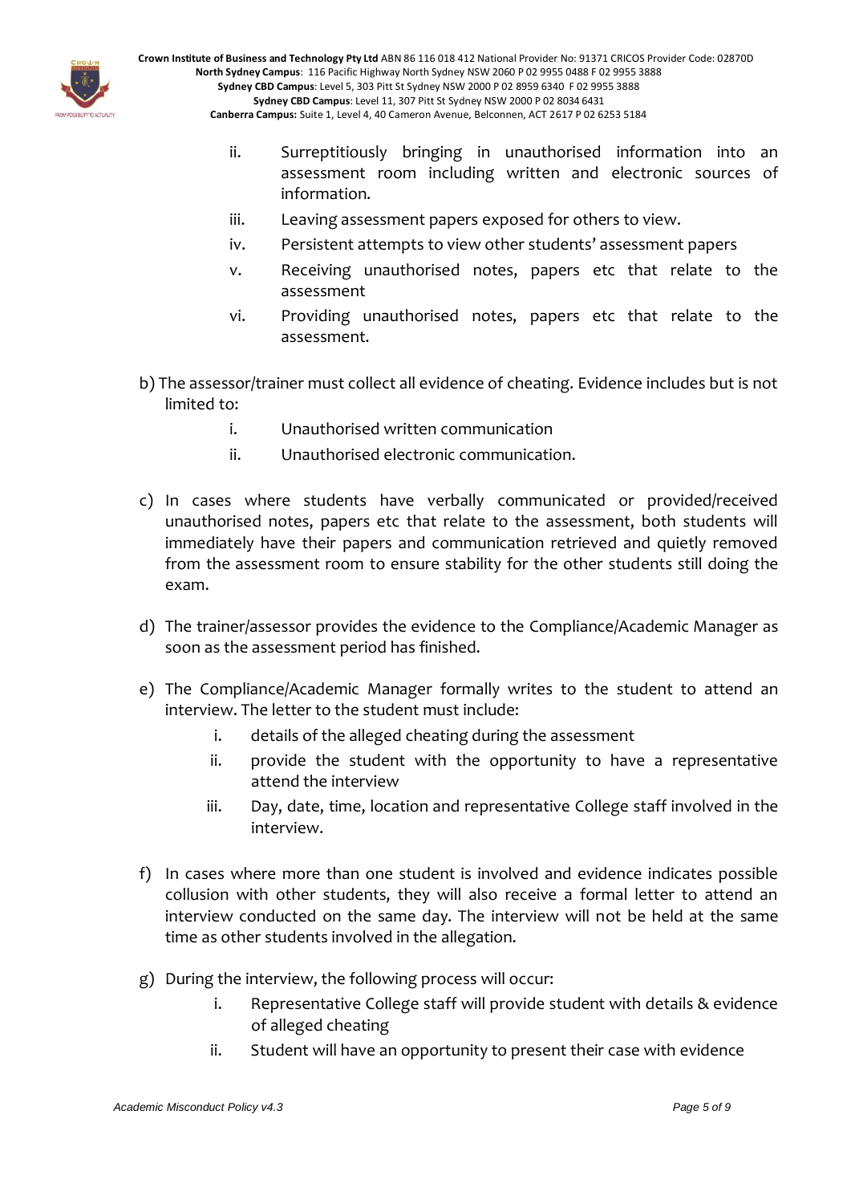ii. Surreptitiously bringing in unauthorised information into an assessment room including written and electronic sources of information.
   iii. Leaving assessment papers exposed for others to view.
   iv. Persistent attempts to view other students' assessment papers
   v. Receiving unauthorised notes, papers etc that relate to the assessment
   vi. Providing unauthorised notes, papers etc that relate to the assessment.

b) The assessor/trainer must collect all evidence of cheating. Evidence includes but is not limited to:
   i. Unauthorised written communication
   ii. Unauthorised electronic communication.

c) In cases where students have verbally communicated or provided/received unauthorised notes, papers etc that relate to the assessment, both students will immediately have their papers and communication retrieved and quietly removed from the assessment room to ensure stability for the other students still doing the exam.

d) The trainer/assessor provides the evidence to the Compliance/Academic Manager as soon as the assessment period has finished.

e) The Compliance/Academic Manager formally writes to the student to attend an interview. The letter to the student must include:
   i. details of the alleged cheating during the assessment
   ii. provide the student with the opportunity to have a representative attend the interview
   iii. Day, date, time, location and representative College staff involved in the interview.

f) In cases where more than one student is involved and evidence indicates possible collusion with other students, they will also receive a formal letter to attend an interview conducted on the same day. The interview will not be held at the same time as other students involved in the allegation.

g) During the interview, the following process will occur:
   i. Representative College staff will provide student with details & evidence of alleged cheating
   ii. Student will have an opportunity to present their case with evidence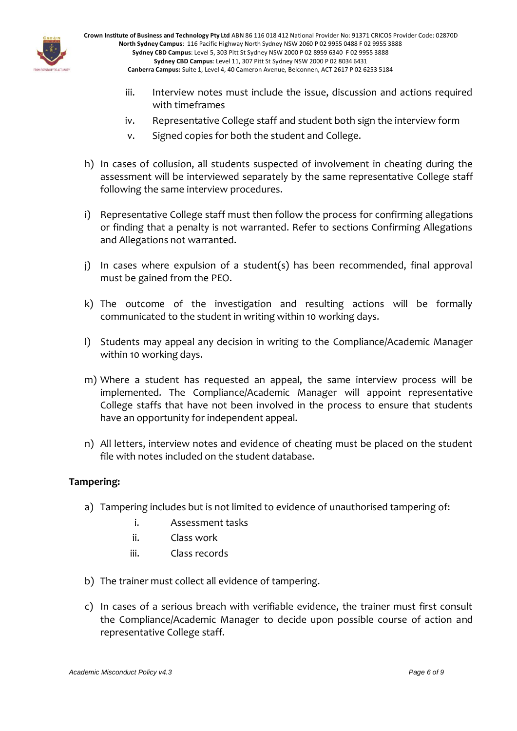iii. Interview notes must include the issue, discussion and actions required with timeframes
iv. Representative College staff and student both sign the interview form
v. Signed copies for both the student and College.

h) In cases of collusion, all students suspected of involvement in cheating during the assessment will be interviewed separately by the same representative College staff following the same interview procedures.

i) Representative College staff must then follow the process for confirming allegations or finding that a penalty is not warranted. Refer to sections Confirming Allegations and Allegations not warranted.

j) In cases where expulsion of a student(s) has been recommended, final approval must be gained from the PEO.

k) The outcome of the investigation and resulting actions will be formally communicated to the student in writing within 10 working days.

l) Students may appeal any decision in writing to the Compliance/Academic Manager within 10 working days.

m) Where a student has requested an appeal, the same interview process will be implemented. The Compliance/Academic Manager will appoint representative College staffs that have not been involved in the process to ensure that students have an opportunity for independent appeal.

n) All letters, interview notes and evidence of cheating must be placed on the student file with notes included on the student database.

**Tampering:**

a) Tampering includes but is not limited to evidence of unauthorised tampering of:
   i. Assessment tasks
   ii. Class work
   iii. Class records

b) The trainer must collect all evidence of tampering.

c) In cases of a serious breach with verifiable evidence, the trainer must first consult the Compliance/Academic Manager to decide upon possible course of action and representative College staff.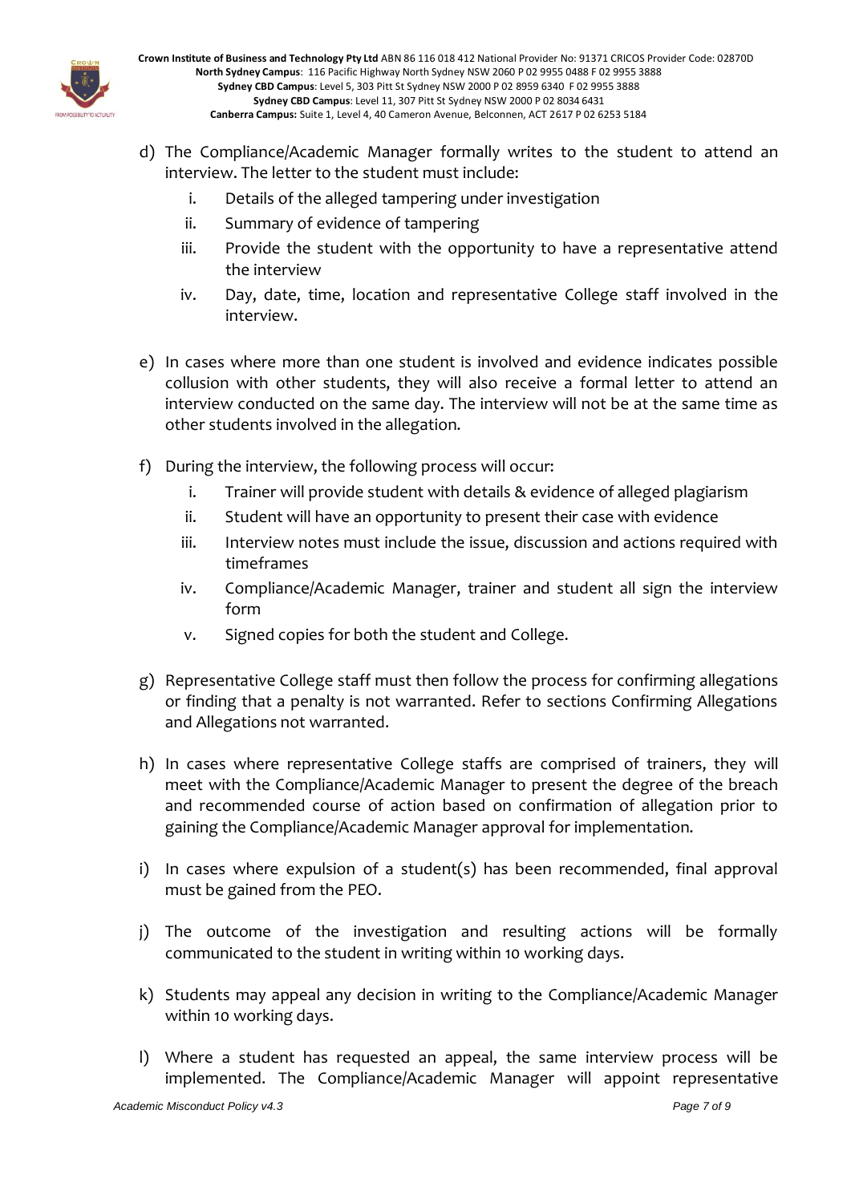d) The Compliance/Academic Manager formally writes to the student to attend an interview. The letter to the student must include:
   i. Details of the alleged tampering under investigation
   ii. Summary of evidence of tampering
   iii. Provide the student with the opportunity to have a representative attend the interview
   iv. Day, date, time, location and representative College staff involved in the interview.

e) In cases where more than one student is involved and evidence indicates possible collusion with other students, they will also receive a formal letter to attend an interview conducted on the same day. The interview will not be at the same time as other students involved in the allegation.

f) During the interview, the following process will occur:
   i. Trainer will provide student with details & evidence of alleged plagiarism
   ii. Student will have an opportunity to present their case with evidence
   iii. Interview notes must include the issue, discussion and actions required with timeframes
   iv. Compliance/Academic Manager, trainer and student all sign the interview form
   v. Signed copies for both the student and College.

g) Representative College staff must then follow the process for confirming allegations or finding that a penalty is not warranted. Refer to sections Confirming Allegations and Allegations not warranted.

h) In cases where representative College staffs are comprised of trainers, they will meet with the Compliance/Academic Manager to present the degree of the breach and recommended course of action based on confirmation of allegation prior to gaining the Compliance/Academic Manager approval for implementation.

i) In cases where expulsion of a student(s) has been recommended, final approval must be gained from the PEO.

j) The outcome of the investigation and resulting actions will be formally communicated to the student in writing within 10 working days.

k) Students may appeal any decision in writing to the Compliance/Academic Manager within 10 working days.

l) Where a student has requested an appeal, the same interview process will be implemented. The Compliance/Academic Manager will appoint representative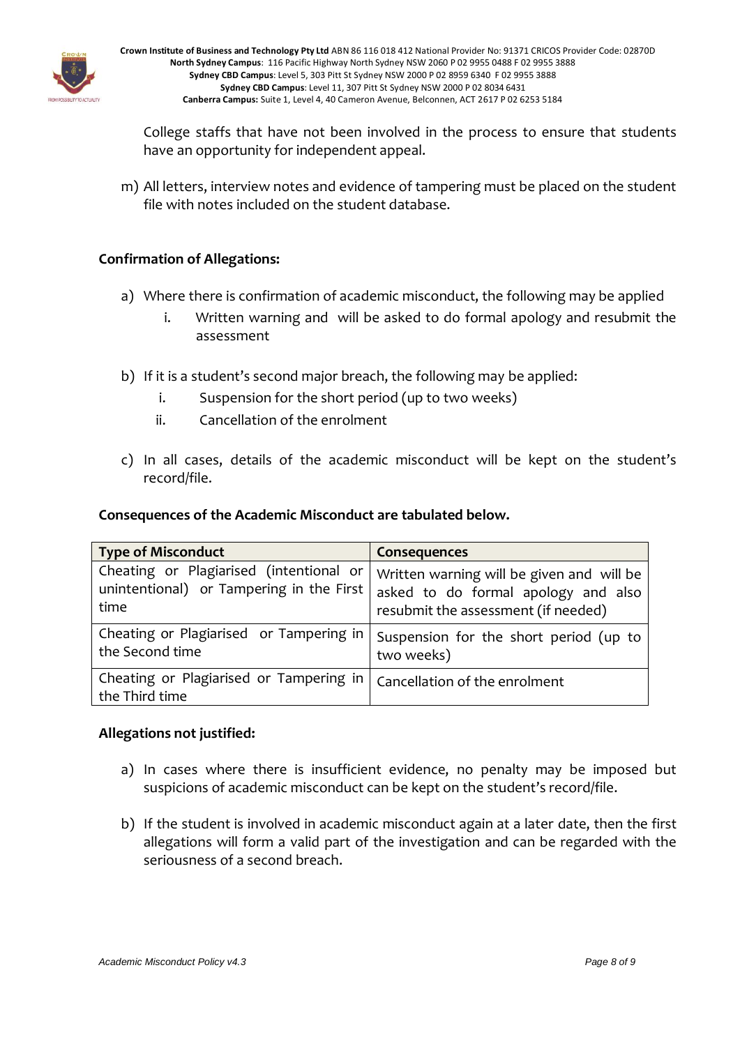College staffs that have not been involved in the process to ensure that students have an opportunity for independent appeal.

m) All letters, interview notes and evidence of tampering must be placed on the student file with notes included on the student database.

**Confirmation of Allegations:**

a) Where there is confirmation of academic misconduct, the following may be applied
   i. Written warning and will be asked to do formal apology and resubmit the assessment

b) If it is a student's second major breach, the following may be applied:
   i. Suspension for the short period (up to two weeks)
   ii. Cancellation of the enrolment

c) In all cases, details of the academic misconduct will be kept on the student's record/file.

**Consequences of the Academic Misconduct are tabulated below.**

| Type of Misconduct | Consequences |
|---|---|
| Cheating or Plagiarised (intentional or unintentional) or Tampering in the First time | Written warning will be given and will be asked to do formal apology and also resubmit the assessment (if needed) |
| Cheating or Plagiarised or Tampering in the Second time | Suspension for the short period (up to two weeks) |
| Cheating or Plagiarised or Tampering in the Third time | Cancellation of the enrolment |

**Allegations not justified:**

a) In cases where there is insufficient evidence, no penalty may be imposed but suspicions of academic misconduct can be kept on the student's record/file.

b) If the student is involved in academic misconduct again at a later date, then the first allegations will form a valid part of the investigation and can be regarded with the seriousness of a second breach.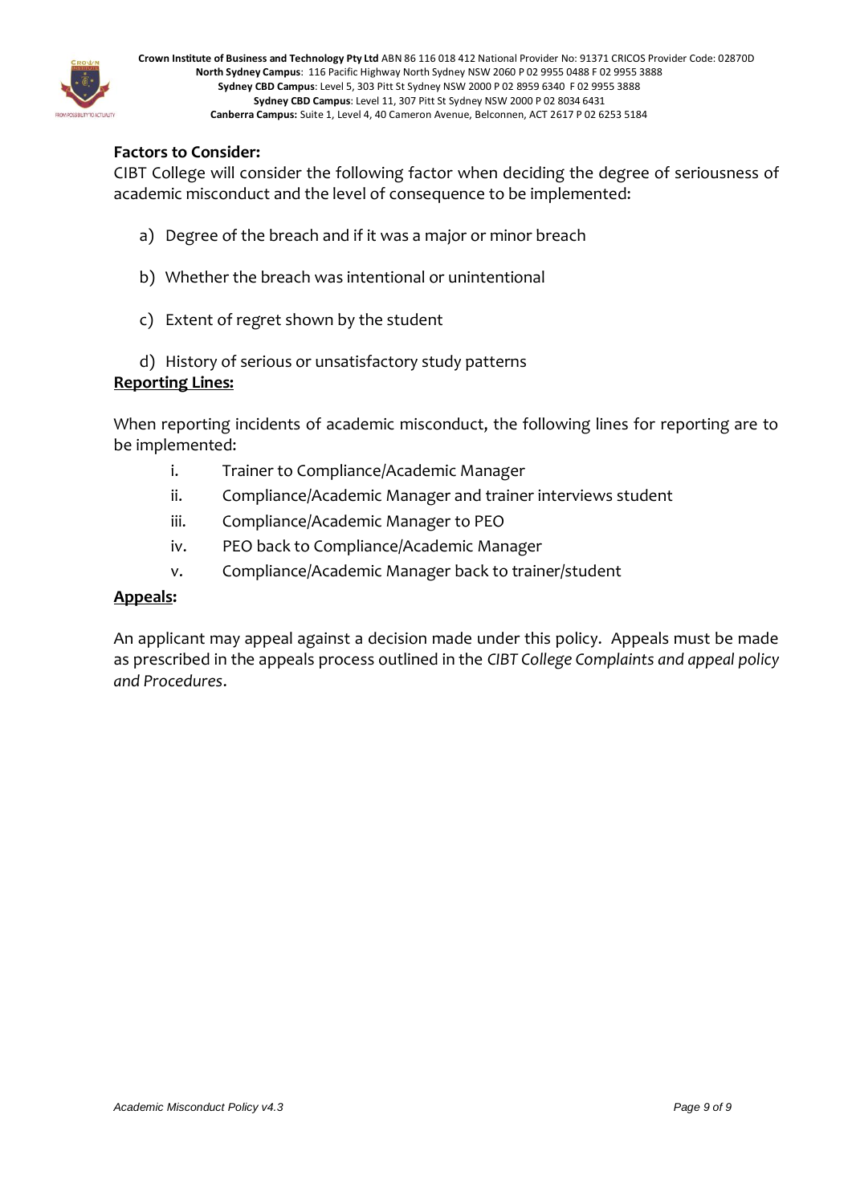**Factors to Consider:**

CIBT College will consider the following factor when deciding the degree of seriousness of academic misconduct and the level of consequence to be implemented:

a) Degree of the breach and if it was a major or minor breach

b) Whether the breach was intentional or unintentional

c) Extent of regret shown by the student

d) History of serious or unsatisfactory study patterns

**Reporting Lines:**

When reporting incidents of academic misconduct, the following lines for reporting are to be implemented:

i. Trainer to Compliance/Academic Manager
ii. Compliance/Academic Manager and trainer interviews student
iii. Compliance/Academic Manager to PEO
iv. PEO back to Compliance/Academic Manager
v. Compliance/Academic Manager back to trainer/student

**Appeals:**

An applicant may appeal against a decision made under this policy. Appeals must be made as prescribed in the appeals process outlined in the *CIBT College Complaints and appeal policy and Procedures*.